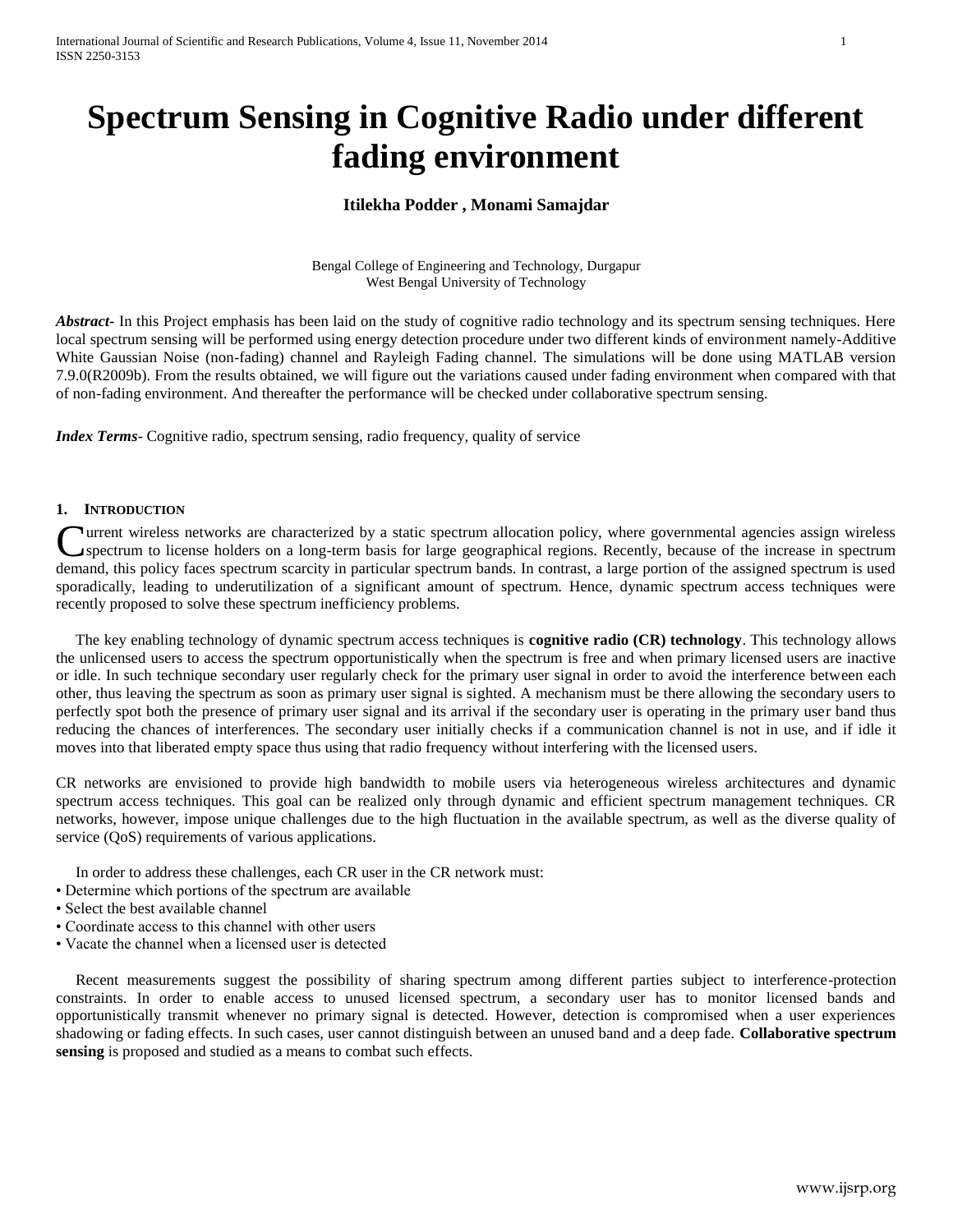# Spectrum Sensing in Cognitive Radio under different fading environment

**Itilekha Podder , Monami Samajdar**

Bengal College of Engineering and Technology, Durgapur
West Bengal University of Technology

***Abstract***- In this Project emphasis has been laid on the study of cognitive radio technology and its spectrum sensing techniques. Here local spectrum sensing will be performed using energy detection procedure under two different kinds of environment namely-Additive White Gaussian Noise (non-fading) channel and Rayleigh Fading channel. The simulations will be done using MATLAB version 7.9.0(R2009b). From the results obtained, we will figure out the variations caused under fading environment when compared with that of non-fading environment. And thereafter the performance will be checked under collaborative spectrum sensing.

***Index Terms***- Cognitive radio, spectrum sensing, radio frequency, quality of service

## 1. Introduction

Current wireless networks are characterized by a static spectrum allocation policy, where governmental agencies assign wireless spectrum to license holders on a long-term basis for large geographical regions. Recently, because of the increase in spectrum demand, this policy faces spectrum scarcity in particular spectrum bands. In contrast, a large portion of the assigned spectrum is used sporadically, leading to underutilization of a significant amount of spectrum. Hence, dynamic spectrum access techniques were recently proposed to solve these spectrum inefficiency problems.

The key enabling technology of dynamic spectrum access techniques is **cognitive radio (CR) technology**. This technology allows the unlicensed users to access the spectrum opportunistically when the spectrum is free and when primary licensed users are inactive or idle. In such technique secondary user regularly check for the primary user signal in order to avoid the interference between each other, thus leaving the spectrum as soon as primary user signal is sighted. A mechanism must be there allowing the secondary users to perfectly spot both the presence of primary user signal and its arrival if the secondary user is operating in the primary user band thus reducing the chances of interferences. The secondary user initially checks if a communication channel is not in use, and if idle it moves into that liberated empty space thus using that radio frequency without interfering with the licensed users.

CR networks are envisioned to provide high bandwidth to mobile users via heterogeneous wireless architectures and dynamic spectrum access techniques. This goal can be realized only through dynamic and efficient spectrum management techniques. CR networks, however, impose unique challenges due to the high fluctuation in the available spectrum, as well as the diverse quality of service (QoS) requirements of various applications.

In order to address these challenges, each CR user in the CR network must:

- Determine which portions of the spectrum are available
- Select the best available channel
- Coordinate access to this channel with other users
- Vacate the channel when a licensed user is detected

Recent measurements suggest the possibility of sharing spectrum among different parties subject to interference-protection constraints. In order to enable access to unused licensed spectrum, a secondary user has to monitor licensed bands and opportunistically transmit whenever no primary signal is detected. However, detection is compromised when a user experiences shadowing or fading effects. In such cases, user cannot distinguish between an unused band and a deep fade. **Collaborative spectrum sensing** is proposed and studied as a means to combat such effects.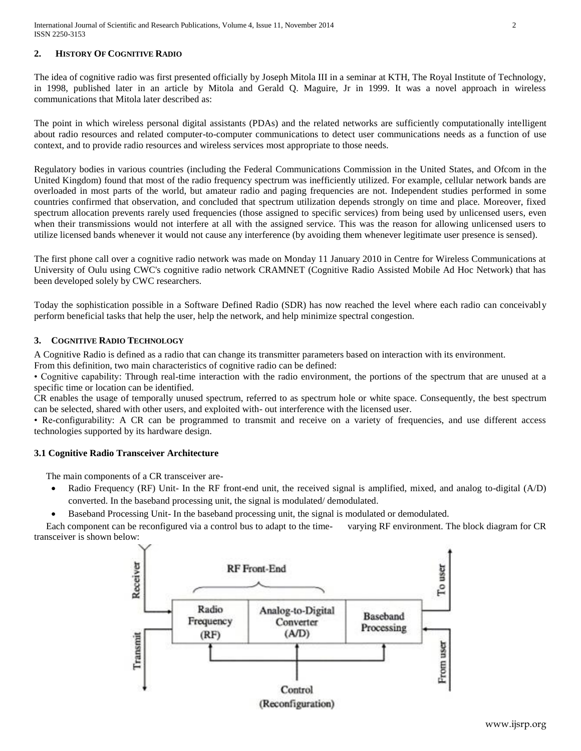## 2. HISTORY OF COGNITIVE RADIO

The idea of cognitive radio was first presented officially by Joseph Mitola III in a seminar at KTH, The Royal Institute of Technology, in 1998, published later in an article by Mitola and Gerald Q. Maguire, Jr in 1999. It was a novel approach in wireless communications that Mitola later described as:

The point in which wireless personal digital assistants (PDAs) and the related networks are sufficiently computationally intelligent about radio resources and related computer-to-computer communications to detect user communications needs as a function of use context, and to provide radio resources and wireless services most appropriate to those needs.

Regulatory bodies in various countries (including the Federal Communications Commission in the United States, and Ofcom in the United Kingdom) found that most of the radio frequency spectrum was inefficiently utilized. For example, cellular network bands are overloaded in most parts of the world, but amateur radio and paging frequencies are not. Independent studies performed in some countries confirmed that observation, and concluded that spectrum utilization depends strongly on time and place. Moreover, fixed spectrum allocation prevents rarely used frequencies (those assigned to specific services) from being used by unlicensed users, even when their transmissions would not interfere at all with the assigned service. This was the reason for allowing unlicensed users to utilize licensed bands whenever it would not cause any interference (by avoiding them whenever legitimate user presence is sensed).

The first phone call over a cognitive radio network was made on Monday 11 January 2010 in Centre for Wireless Communications at University of Oulu using CWC's cognitive radio network CRAMNET (Cognitive Radio Assisted Mobile Ad Hoc Network) that has been developed solely by CWC researchers.

Today the sophistication possible in a Software Defined Radio (SDR) has now reached the level where each radio can conceivably perform beneficial tasks that help the user, help the network, and help minimize spectral congestion.

## 3. COGNITIVE RADIO TECHNOLOGY

A Cognitive Radio is defined as a radio that can change its transmitter parameters based on interaction with its environment.
From this definition, two main characteristics of cognitive radio can be defined:

• Cognitive capability: Through real-time interaction with the radio environment, the portions of the spectrum that are unused at a specific time or location can be identified.

CR enables the usage of temporally unused spectrum, referred to as spectrum hole or white space. Consequently, the best spectrum can be selected, shared with other users, and exploited with- out interference with the licensed user.

• Re-configurability: A CR can be programmed to transmit and receive on a variety of frequencies, and use different access technologies supported by its hardware design.

### 3.1 Cognitive Radio Transceiver Architecture

The main components of a CR transceiver are-

- Radio Frequency (RF) Unit- In the RF front-end unit, the received signal is amplified, mixed, and analog to-digital (A/D) converted. In the baseband processing unit, the signal is modulated/ demodulated.
- Baseband Processing Unit- In the baseband processing unit, the signal is modulated or demodulated.

Each component can be reconfigured via a control bus to adapt to the time- varying RF environment. The block diagram for CR transceiver is shown below: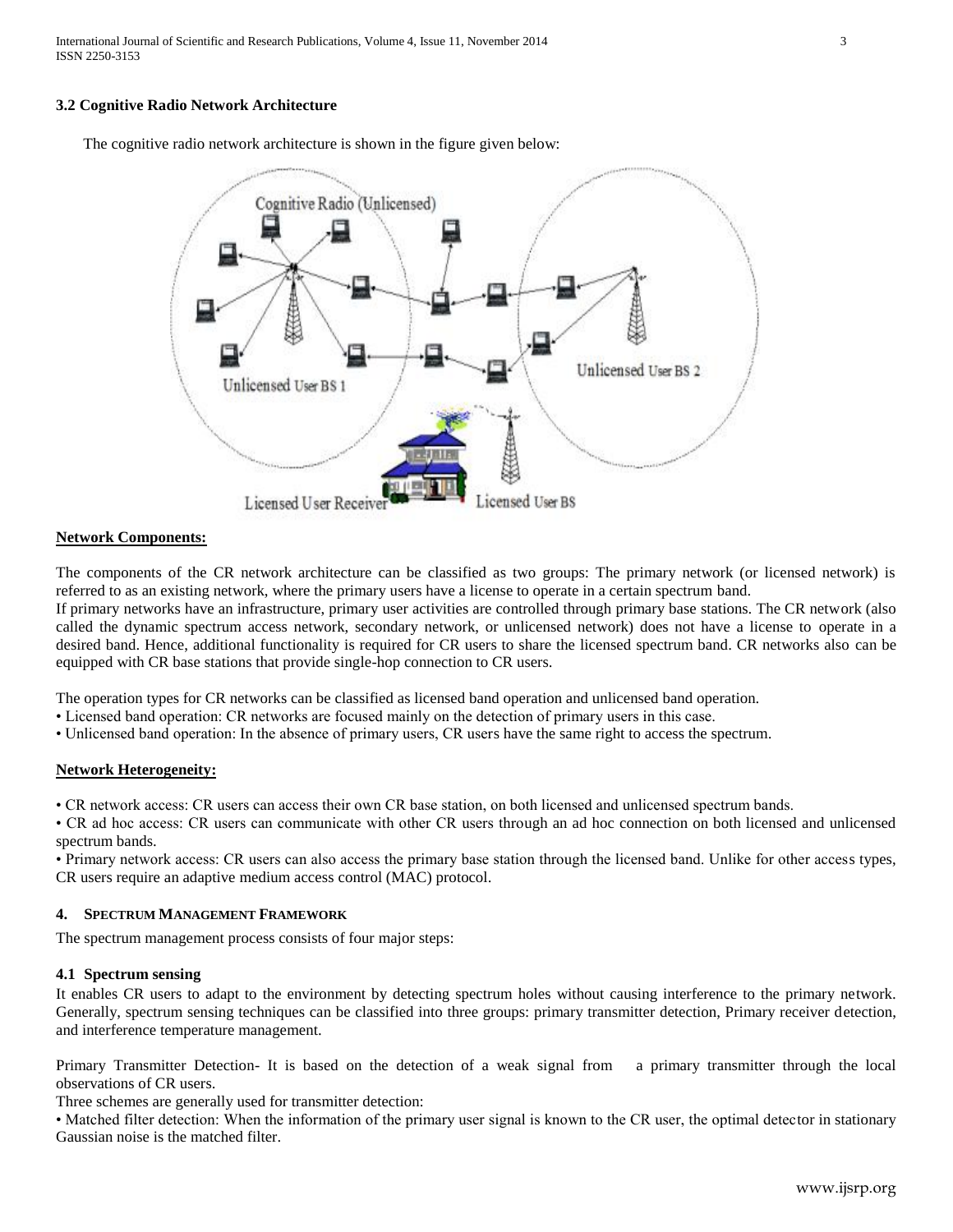### 3.2 Cognitive Radio Network Architecture

The cognitive radio network architecture is shown in the figure given below:

**Network Components:**

The components of the CR network architecture can be classified as two groups: The primary network (or licensed network) is referred to as an existing network, where the primary users have a license to operate in a certain spectrum band.

If primary networks have an infrastructure, primary user activities are controlled through primary base stations. The CR network (also called the dynamic spectrum access network, secondary network, or unlicensed network) does not have a license to operate in a desired band. Hence, additional functionality is required for CR users to share the licensed spectrum band. CR networks also can be equipped with CR base stations that provide single-hop connection to CR users.

The operation types for CR networks can be classified as licensed band operation and unlicensed band operation.

- Licensed band operation: CR networks are focused mainly on the detection of primary users in this case.
- Unlicensed band operation: In the absence of primary users, CR users have the same right to access the spectrum.

**Network Heterogeneity:**

- CR network access: CR users can access their own CR base station, on both licensed and unlicensed spectrum bands.
- CR ad hoc access: CR users can communicate with other CR users through an ad hoc connection on both licensed and unlicensed spectrum bands.
- Primary network access: CR users can also access the primary base station through the licensed band. Unlike for other access types, CR users require an adaptive medium access control (MAC) protocol.

## 4. SPECTRUM MANAGEMENT FRAMEWORK

The spectrum management process consists of four major steps:

### 4.1 Spectrum sensing

It enables CR users to adapt to the environment by detecting spectrum holes without causing interference to the primary network. Generally, spectrum sensing techniques can be classified into three groups: primary transmitter detection, Primary receiver detection, and interference temperature management.

Primary Transmitter Detection- It is based on the detection of a weak signal from a primary transmitter through the local observations of CR users.

Three schemes are generally used for transmitter detection:

- Matched filter detection: When the information of the primary user signal is known to the CR user, the optimal detector in stationary Gaussian noise is the matched filter.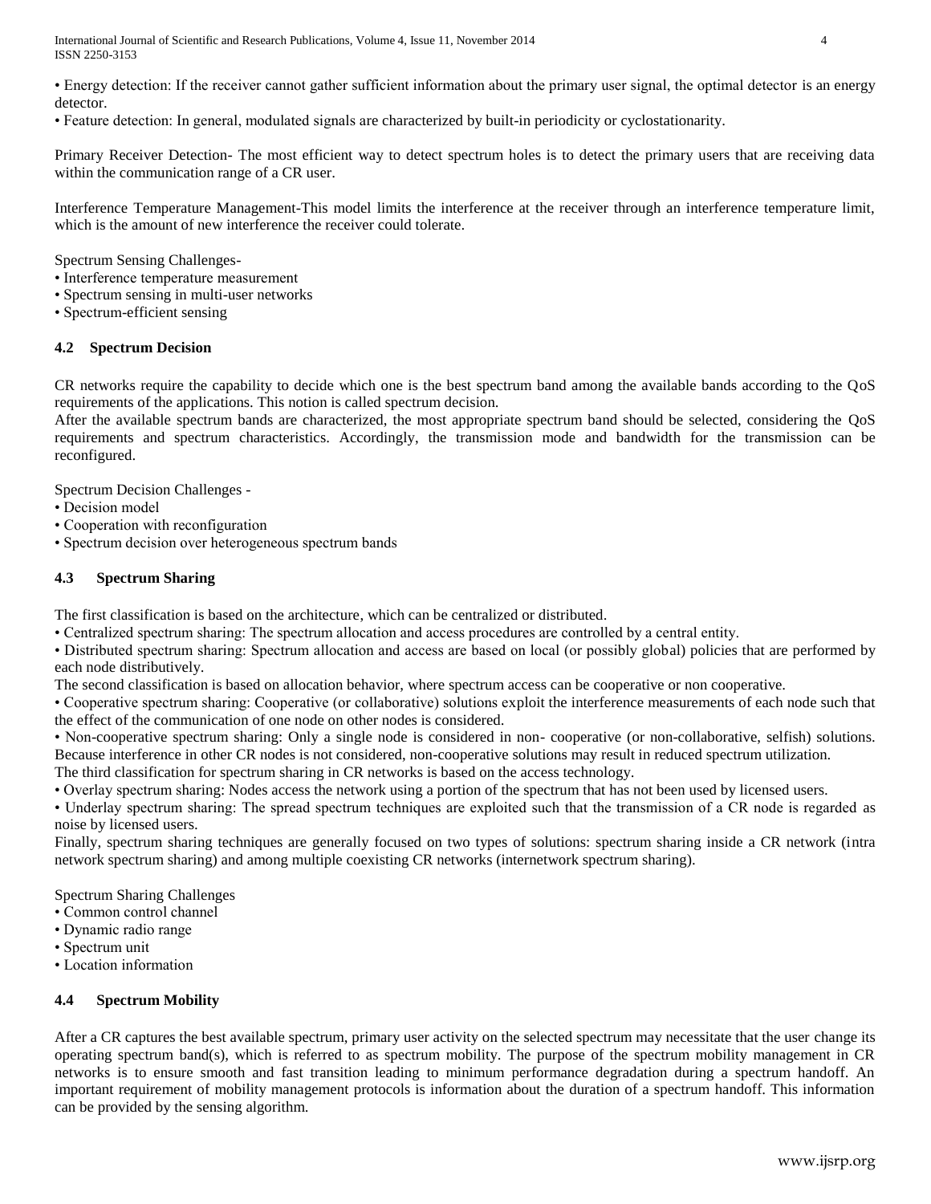• Energy detection: If the receiver cannot gather sufficient information about the primary user signal, the optimal detector is an energy detector.
• Feature detection: In general, modulated signals are characterized by built-in periodicity or cyclostationarity.

Primary Receiver Detection- The most efficient way to detect spectrum holes is to detect the primary users that are receiving data within the communication range of a CR user.

Interference Temperature Management-This model limits the interference at the receiver through an interference temperature limit, which is the amount of new interference the receiver could tolerate.

Spectrum Sensing Challenges-
• Interference temperature measurement
• Spectrum sensing in multi-user networks
• Spectrum-efficient sensing

### 4.2 Spectrum Decision

CR networks require the capability to decide which one is the best spectrum band among the available bands according to the QoS requirements of the applications. This notion is called spectrum decision.
After the available spectrum bands are characterized, the most appropriate spectrum band should be selected, considering the QoS requirements and spectrum characteristics. Accordingly, the transmission mode and bandwidth for the transmission can be reconfigured.

Spectrum Decision Challenges -
• Decision model
• Cooperation with reconfiguration
• Spectrum decision over heterogeneous spectrum bands

### 4.3 Spectrum Sharing

The first classification is based on the architecture, which can be centralized or distributed.
• Centralized spectrum sharing: The spectrum allocation and access procedures are controlled by a central entity.
• Distributed spectrum sharing: Spectrum allocation and access are based on local (or possibly global) policies that are performed by each node distributively.
The second classification is based on allocation behavior, where spectrum access can be cooperative or non cooperative.
• Cooperative spectrum sharing: Cooperative (or collaborative) solutions exploit the interference measurements of each node such that the effect of the communication of one node on other nodes is considered.
• Non-cooperative spectrum sharing: Only a single node is considered in non- cooperative (or non-collaborative, selfish) solutions. Because interference in other CR nodes is not considered, non-cooperative solutions may result in reduced spectrum utilization.
The third classification for spectrum sharing in CR networks is based on the access technology.
• Overlay spectrum sharing: Nodes access the network using a portion of the spectrum that has not been used by licensed users.
• Underlay spectrum sharing: The spread spectrum techniques are exploited such that the transmission of a CR node is regarded as noise by licensed users.
Finally, spectrum sharing techniques are generally focused on two types of solutions: spectrum sharing inside a CR network (intra network spectrum sharing) and among multiple coexisting CR networks (internetwork spectrum sharing).

Spectrum Sharing Challenges
• Common control channel
• Dynamic radio range
• Spectrum unit
• Location information

### 4.4 Spectrum Mobility

After a CR captures the best available spectrum, primary user activity on the selected spectrum may necessitate that the user change its operating spectrum band(s), which is referred to as spectrum mobility. The purpose of the spectrum mobility management in CR networks is to ensure smooth and fast transition leading to minimum performance degradation during a spectrum handoff. An important requirement of mobility management protocols is information about the duration of a spectrum handoff. This information can be provided by the sensing algorithm.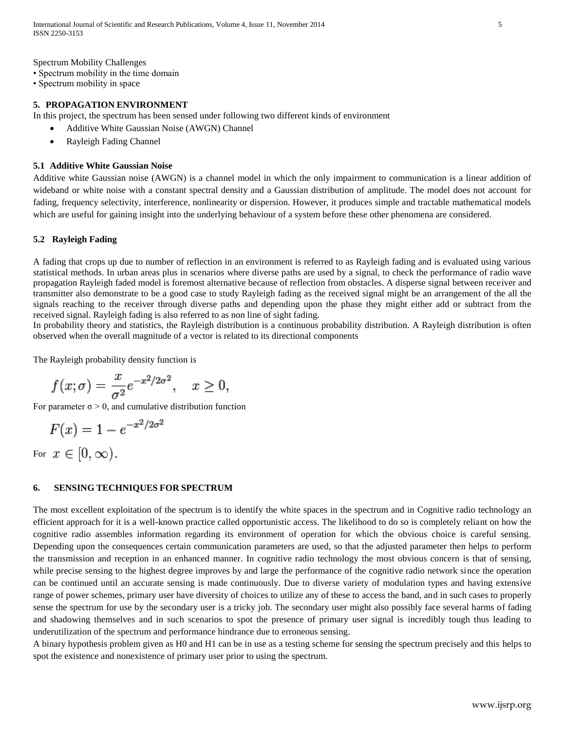Spectrum Mobility Challenges

- Spectrum mobility in the time domain
- Spectrum mobility in space

## 5. PROPAGATION ENVIRONMENT

In this project, the spectrum has been sensed under following two different kinds of environment

- Additive White Gaussian Noise (AWGN) Channel
- Rayleigh Fading Channel

### 5.1 Additive White Gaussian Noise

Additive white Gaussian noise (AWGN) is a channel model in which the only impairment to communication is a linear addition of wideband or white noise with a constant spectral density and a Gaussian distribution of amplitude. The model does not account for fading, frequency selectivity, interference, nonlinearity or dispersion. However, it produces simple and tractable mathematical models which are useful for gaining insight into the underlying behaviour of a system before these other phenomena are considered.

### 5.2 Rayleigh Fading

A fading that crops up due to number of reflection in an environment is referred to as Rayleigh fading and is evaluated using various statistical methods. In urban areas plus in scenarios where diverse paths are used by a signal, to check the performance of radio wave propagation Rayleigh faded model is foremost alternative because of reflection from obstacles. A disperse signal between receiver and transmitter also demonstrate to be a good case to study Rayleigh fading as the received signal might be an arrangement of the all the signals reaching to the receiver through diverse paths and depending upon the phase they might either add or subtract from the received signal. Rayleigh fading is also referred to as non line of sight fading.

In probability theory and statistics, the Rayleigh distribution is a continuous probability distribution. A Rayleigh distribution is often observed when the overall magnitude of a vector is related to its directional components

The Rayleigh probability density function is

$$f(x;\sigma) = \frac{x}{\sigma^2} e^{-x^2/2\sigma^2}, \quad x \geq 0,$$

For parameter $\sigma > 0$, and cumulative distribution function

$$F(x) = 1 - e^{-x^2/2\sigma^2}$$

For $x \in [0, \infty)$.

## 6. SENSING TECHNIQUES FOR SPECTRUM

The most excellent exploitation of the spectrum is to identify the white spaces in the spectrum and in Cognitive radio technology an efficient approach for it is a well-known practice called opportunistic access. The likelihood to do so is completely reliant on how the cognitive radio assembles information regarding its environment of operation for which the obvious choice is careful sensing. Depending upon the consequences certain communication parameters are used, so that the adjusted parameter then helps to perform the transmission and reception in an enhanced manner. In cognitive radio technology the most obvious concern is that of sensing, while precise sensing to the highest degree improves by and large the performance of the cognitive radio network since the operation can be continued until an accurate sensing is made continuously. Due to diverse variety of modulation types and having extensive range of power schemes, primary user have diversity of choices to utilize any of these to access the band, and in such cases to properly sense the spectrum for use by the secondary user is a tricky job. The secondary user might also possibly face several harms of fading and shadowing themselves and in such scenarios to spot the presence of primary user signal is incredibly tough thus leading to underutilization of the spectrum and performance hindrance due to erroneous sensing.

A binary hypothesis problem given as H0 and H1 can be in use as a testing scheme for sensing the spectrum precisely and this helps to spot the existence and nonexistence of primary user prior to using the spectrum.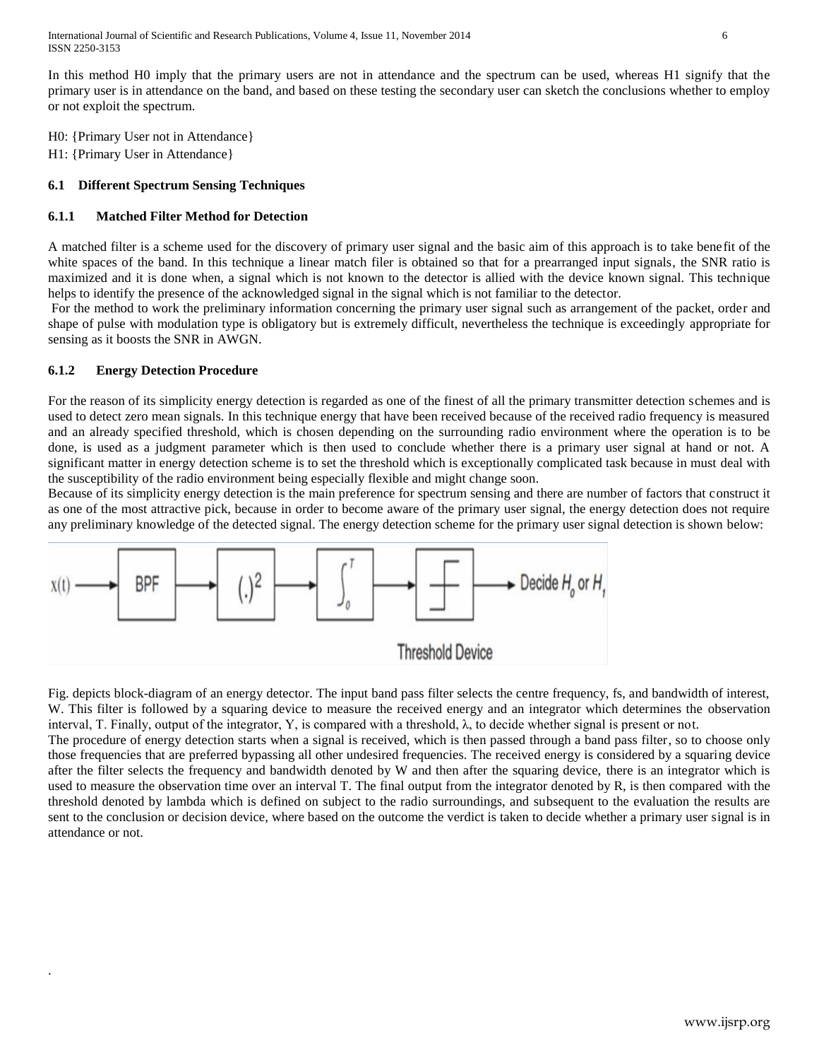In this method H0 imply that the primary users are not in attendance and the spectrum can be used, whereas H1 signify that the primary user is in attendance on the band, and based on these testing the secondary user can sketch the conclusions whether to employ or not exploit the spectrum.

H0: {Primary User not in Attendance}
H1: {Primary User in Attendance}

### 6.1 Different Spectrum Sensing Techniques

#### 6.1.1 Matched Filter Method for Detection

A matched filter is a scheme used for the discovery of primary user signal and the basic aim of this approach is to take benefit of the white spaces of the band. In this technique a linear match filer is obtained so that for a prearranged input signals, the SNR ratio is maximized and it is done when, a signal which is not known to the detector is allied with the device known signal. This technique helps to identify the presence of the acknowledged signal in the signal which is not familiar to the detector.

For the method to work the preliminary information concerning the primary user signal such as arrangement of the packet, order and shape of pulse with modulation type is obligatory but is extremely difficult, nevertheless the technique is exceedingly appropriate for sensing as it boosts the SNR in AWGN.

#### 6.1.2 Energy Detection Procedure

For the reason of its simplicity energy detection is regarded as one of the finest of all the primary transmitter detection schemes and is used to detect zero mean signals. In this technique energy that have been received because of the received radio frequency is measured and an already specified threshold, which is chosen depending on the surrounding radio environment where the operation is to be done, is used as a judgment parameter which is then used to conclude whether there is a primary user signal at hand or not. A significant matter in energy detection scheme is to set the threshold which is exceptionally complicated task because in must deal with the susceptibility of the radio environment being especially flexible and might change soon.

Because of its simplicity energy detection is the main preference for spectrum sensing and there are number of factors that construct it as one of the most attractive pick, because in order to become aware of the primary user signal, the energy detection does not require any preliminary knowledge of the detected signal. The energy detection scheme for the primary user signal detection is shown below:

$x(t)$ → BPF → $(.)^2$ → $\int_0^T$ → [Threshold Device] → Decide $H_0$ or $H_1$

Fig. depicts block-diagram of an energy detector. The input band pass filter selects the centre frequency, fs, and bandwidth of interest, W. This filter is followed by a squaring device to measure the received energy and an integrator which determines the observation interval, T. Finally, output of the integrator, Y, is compared with a threshold, $\lambda$, to decide whether signal is present or not.

The procedure of energy detection starts when a signal is received, which is then passed through a band pass filter, so to choose only those frequencies that are preferred bypassing all other undesired frequencies. The received energy is considered by a squaring device after the filter selects the frequency and bandwidth denoted by W and then after the squaring device, there is an integrator which is used to measure the observation time over an interval T. The final output from the integrator denoted by R, is then compared with the threshold denoted by lambda which is defined on subject to the radio surroundings, and subsequent to the evaluation the results are sent to the conclusion or decision device, where based on the outcome the verdict is taken to decide whether a primary user signal is in attendance or not.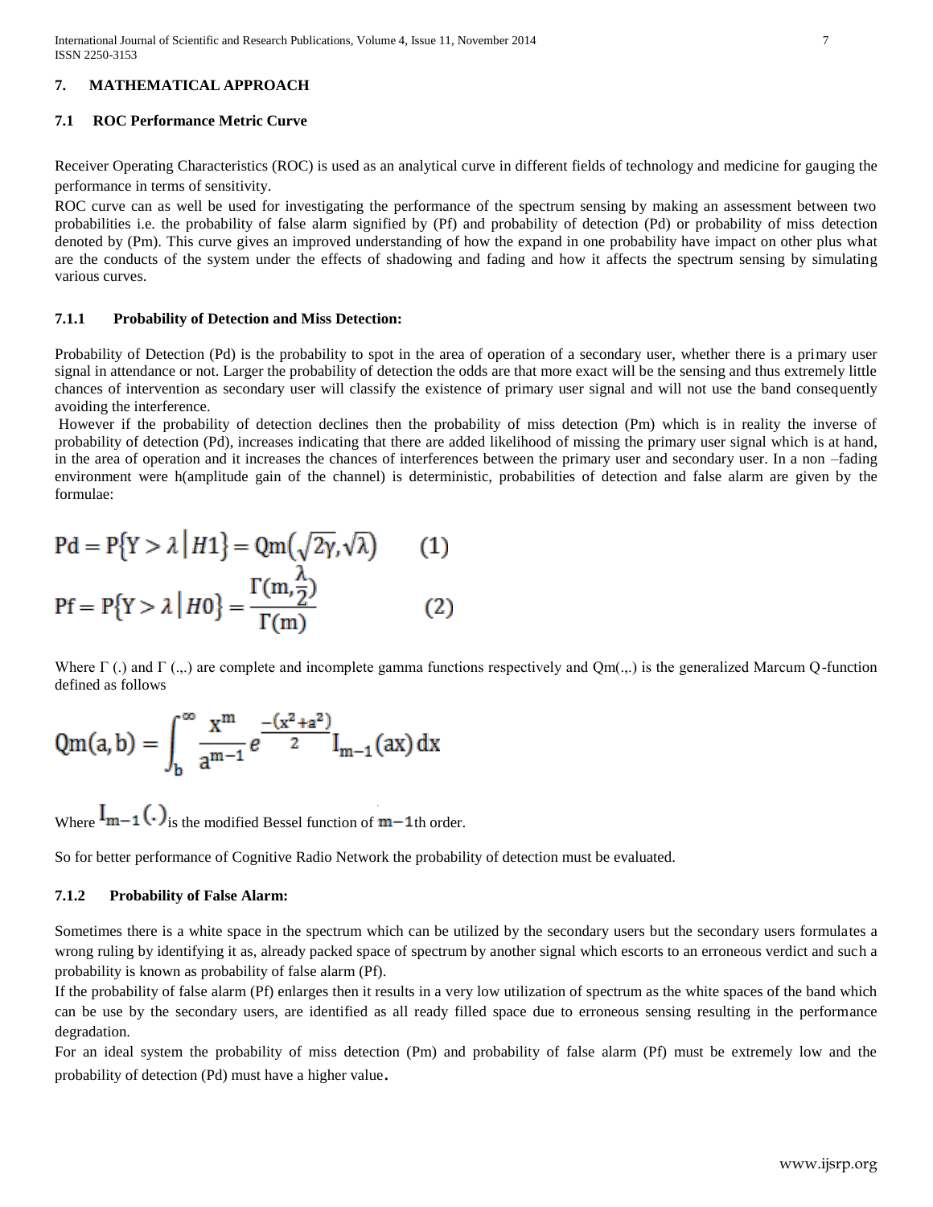## 7. MATHEMATICAL APPROACH

### 7.1 ROC Performance Metric Curve

Receiver Operating Characteristics (ROC) is used as an analytical curve in different fields of technology and medicine for gauging the performance in terms of sensitivity.

ROC curve can as well be used for investigating the performance of the spectrum sensing by making an assessment between two probabilities i.e. the probability of false alarm signified by (Pf) and probability of detection (Pd) or probability of miss detection denoted by (Pm). This curve gives an improved understanding of how the expand in one probability have impact on other plus what are the conducts of the system under the effects of shadowing and fading and how it affects the spectrum sensing by simulating various curves.

#### 7.1.1 Probability of Detection and Miss Detection:

Probability of Detection (Pd) is the probability to spot in the area of operation of a secondary user, whether there is a primary user signal in attendance or not. Larger the probability of detection the odds are that more exact will be the sensing and thus extremely little chances of intervention as secondary user will classify the existence of primary user signal and will not use the band consequently avoiding the interference.

However if the probability of detection declines then the probability of miss detection (Pm) which is in reality the inverse of probability of detection (Pd), increases indicating that there are added likelihood of missing the primary user signal which is at hand, in the area of operation and it increases the chances of interferences between the primary user and secondary user. In a non –fading environment were h(amplitude gain of the channel) is deterministic, probabilities of detection and false alarm are given by the formulae:

$$\mathrm{Pd} = \mathrm{P}\{Y > \lambda \mid H1\} = \mathrm{Qm}\left(\sqrt{2\gamma}, \sqrt{\lambda}\right) \qquad (1)$$

$$\mathrm{Pf} = \mathrm{P}\{Y > \lambda \mid H0\} = \frac{\Gamma\left(m, \frac{\lambda}{2}\right)}{\Gamma(m)} \qquad (2)$$

Where Γ (.) and Γ (.,.) are complete and incomplete gamma functions respectively and Qm(.,.) is the generalized Marcum Q-function defined as follows

$$\mathrm{Qm}(a, b) = \int_{b}^{\infty} \frac{x^{m}}{a^{m-1}} e^{\frac{-(x^2+a^2)}{2}} I_{m-1}(ax)\, dx$$

Where $I_{m-1}(.)$ is the modified Bessel function of $m-1$th order.

So for better performance of Cognitive Radio Network the probability of detection must be evaluated.

#### 7.1.2 Probability of False Alarm:

Sometimes there is a white space in the spectrum which can be utilized by the secondary users but the secondary users formulates a wrong ruling by identifying it as, already packed space of spectrum by another signal which escorts to an erroneous verdict and such a probability is known as probability of false alarm (Pf).

If the probability of false alarm (Pf) enlarges then it results in a very low utilization of spectrum as the white spaces of the band which can be use by the secondary users, are identified as all ready filled space due to erroneous sensing resulting in the performance degradation.

For an ideal system the probability of miss detection (Pm) and probability of false alarm (Pf) must be extremely low and the probability of detection (Pd) must have a higher value.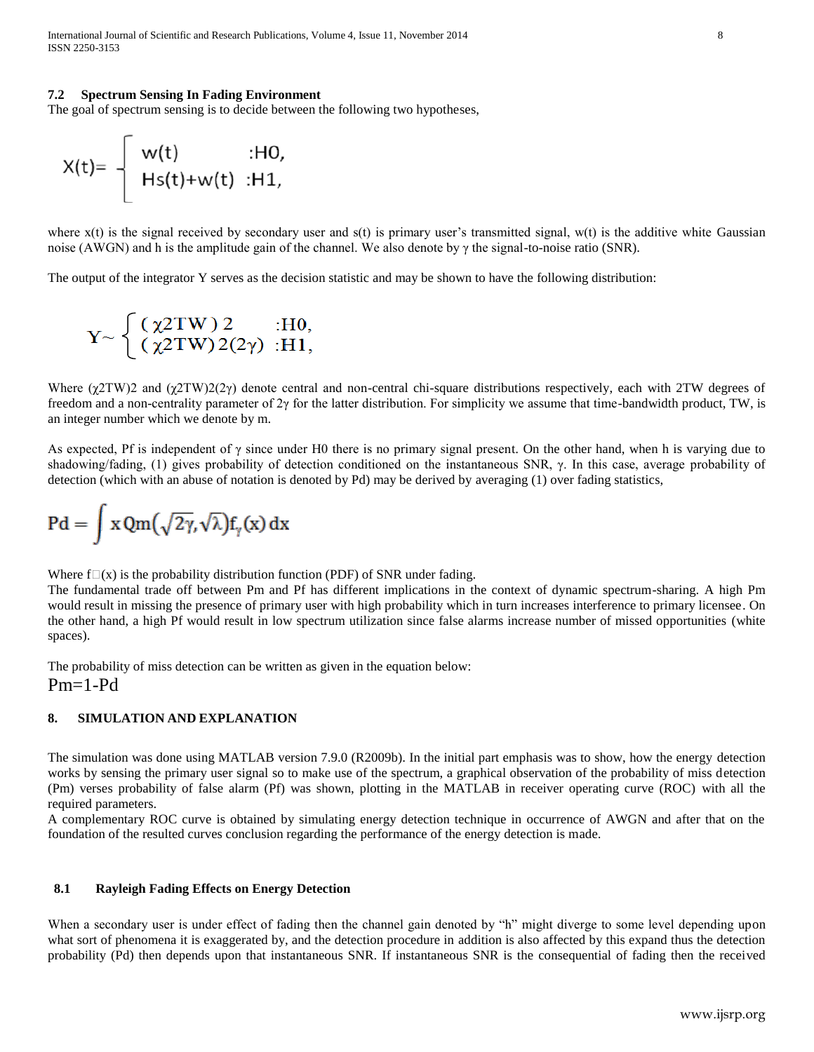### 7.2 Spectrum Sensing In Fading Environment

The goal of spectrum sensing is to decide between the following two hypotheses,

$$X(t)= \begin{cases} w(t) & :H0, \\ Hs(t)+w(t) & :H1, \end{cases}$$

where x(t) is the signal received by secondary user and s(t) is primary user's transmitted signal, w(t) is the additive white Gaussian noise (AWGN) and h is the amplitude gain of the channel. We also denote by $\gamma$ the signal-to-noise ratio (SNR).

The output of the integrator Y serves as the decision statistic and may be shown to have the following distribution:

$$Y\sim \begin{cases} (\chi 2TW)\,2 & :H0, \\ (\chi 2TW)\,2(2\gamma) & :H1, \end{cases}$$

Where ($\chi$2TW)2 and ($\chi$2TW)2(2$\gamma$) denote central and non-central chi-square distributions respectively, each with 2TW degrees of freedom and a non-centrality parameter of 2$\gamma$ for the latter distribution. For simplicity we assume that time-bandwidth product, TW, is an integer number which we denote by m.

As expected, Pf is independent of $\gamma$ since under H0 there is no primary signal present. On the other hand, when h is varying due to shadowing/fading, (1) gives probability of detection conditioned on the instantaneous SNR, $\gamma$. In this case, average probability of detection (which with an abuse of notation is denoted by Pd) may be derived by averaging (1) over fading statistics,

$$Pd = \int x\,Qm\left(\sqrt{2\gamma},\sqrt{\lambda}\right)f_{\gamma}(x)\,dx$$

Where f□(x) is the probability distribution function (PDF) of SNR under fading.
The fundamental trade off between Pm and Pf has different implications in the context of dynamic spectrum-sharing. A high Pm would result in missing the presence of primary user with high probability which in turn increases interference to primary licensee. On the other hand, a high Pf would result in low spectrum utilization since false alarms increase number of missed opportunities (white spaces).

The probability of miss detection can be written as given in the equation below:

$$Pm=1-Pd$$

## 8. SIMULATION AND EXPLANATION

The simulation was done using MATLAB version 7.9.0 (R2009b). In the initial part emphasis was to show, how the energy detection works by sensing the primary user signal so to make use of the spectrum, a graphical observation of the probability of miss detection (Pm) verses probability of false alarm (Pf) was shown, plotting in the MATLAB in receiver operating curve (ROC) with all the required parameters.
A complementary ROC curve is obtained by simulating energy detection technique in occurrence of AWGN and after that on the foundation of the resulted curves conclusion regarding the performance of the energy detection is made.

### 8.1 Rayleigh Fading Effects on Energy Detection

When a secondary user is under effect of fading then the channel gain denoted by "h" might diverge to some level depending upon what sort of phenomena it is exaggerated by, and the detection procedure in addition is also affected by this expand thus the detection probability (Pd) then depends upon that instantaneous SNR. If instantaneous SNR is the consequential of fading then the received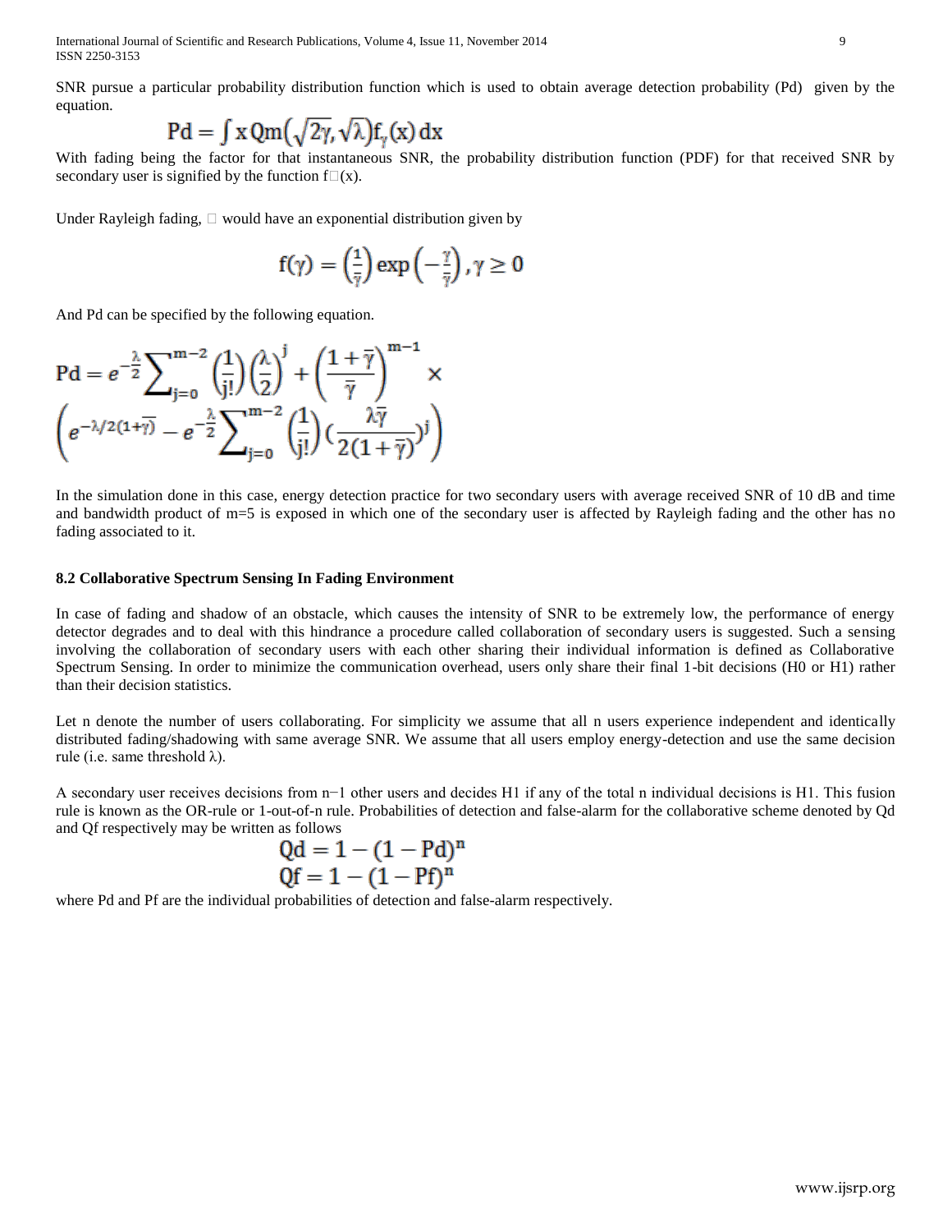SNR pursue a particular probability distribution function which is used to obtain average detection probability (Pd) given by the equation.

$$\mathrm{Pd} = \int x\,\mathrm{Qm}\left(\sqrt{2\gamma}, \sqrt{\lambda}\right) f_{\gamma}(x)\,dx$$

With fading being the factor for that instantaneous SNR, the probability distribution function (PDF) for that received SNR by secondary user is signified by the function $f_{\gamma}(x)$.

Under Rayleigh fading, $\gamma$ would have an exponential distribution given by

$$f(\gamma) = \left(\frac{1}{\bar{\gamma}}\right) \exp\left(-\frac{\gamma}{\bar{\gamma}}\right), \gamma \geq 0$$

And Pd can be specified by the following equation.

$$\mathrm{Pd} = e^{-\frac{\lambda}{2}} \sum_{j=0}^{m-2} \left(\frac{1}{j!}\right)\left(\frac{\lambda}{2}\right)^{j} + \left(\frac{1+\bar{\gamma}}{\bar{\gamma}}\right)^{m-1} \times \left(e^{-\lambda/2(1+\bar{\gamma})} - e^{-\frac{\lambda}{2}} \sum_{j=0}^{m-2} \left(\frac{1}{j!}\right)\left(\frac{\lambda\bar{\gamma}}{2(1+\bar{\gamma})}\right)^{j}\right)$$

In the simulation done in this case, energy detection practice for two secondary users with average received SNR of 10 dB and time and bandwidth product of m=5 is exposed in which one of the secondary user is affected by Rayleigh fading and the other has no fading associated to it.

### 8.2 Collaborative Spectrum Sensing In Fading Environment

In case of fading and shadow of an obstacle, which causes the intensity of SNR to be extremely low, the performance of energy detector degrades and to deal with this hindrance a procedure called collaboration of secondary users is suggested. Such a sensing involving the collaboration of secondary users with each other sharing their individual information is defined as Collaborative Spectrum Sensing. In order to minimize the communication overhead, users only share their final 1-bit decisions (H0 or H1) rather than their decision statistics.

Let n denote the number of users collaborating. For simplicity we assume that all n users experience independent and identically distributed fading/shadowing with same average SNR. We assume that all users employ energy-detection and use the same decision rule (i.e. same threshold $\lambda$).

A secondary user receives decisions from n−1 other users and decides H1 if any of the total n individual decisions is H1. This fusion rule is known as the OR-rule or 1-out-of-n rule. Probabilities of detection and false-alarm for the collaborative scheme denoted by Qd and Qf respectively may be written as follows

$$\mathrm{Qd} = 1 - (1 - \mathrm{Pd})^{n}$$
$$\mathrm{Qf} = 1 - (1 - \mathrm{Pf})^{n}$$

where Pd and Pf are the individual probabilities of detection and false-alarm respectively.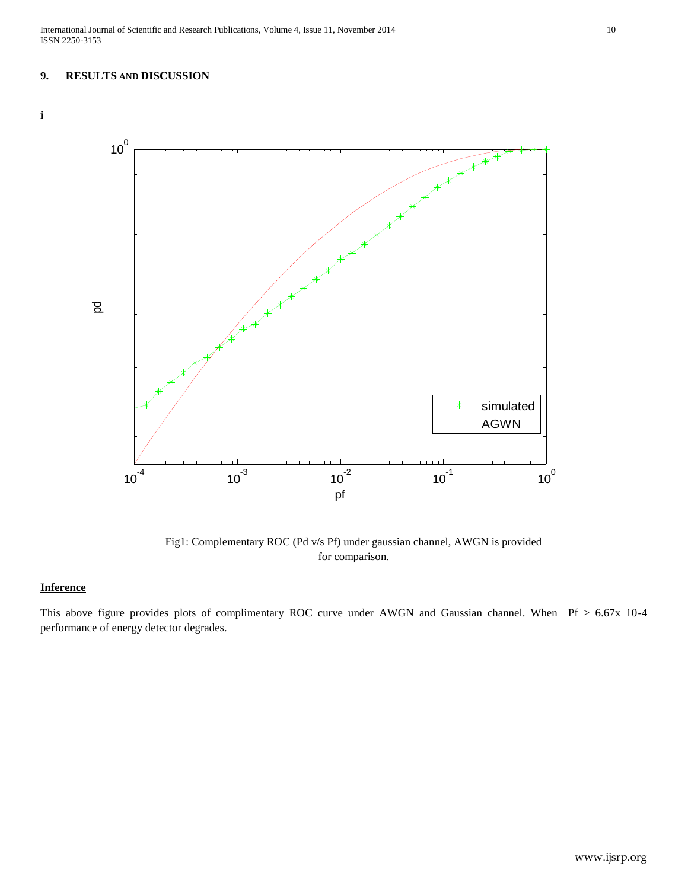## 9. RESULTS AND DISCUSSION

**i**

Fig1: Complementary ROC (Pd v/s Pf) under gaussian channel, AWGN is provided for comparison.

**Inference**

This above figure provides plots of complimentary ROC curve under AWGN and Gaussian channel. When Pf > 6.67x 10-4 performance of energy detector degrades.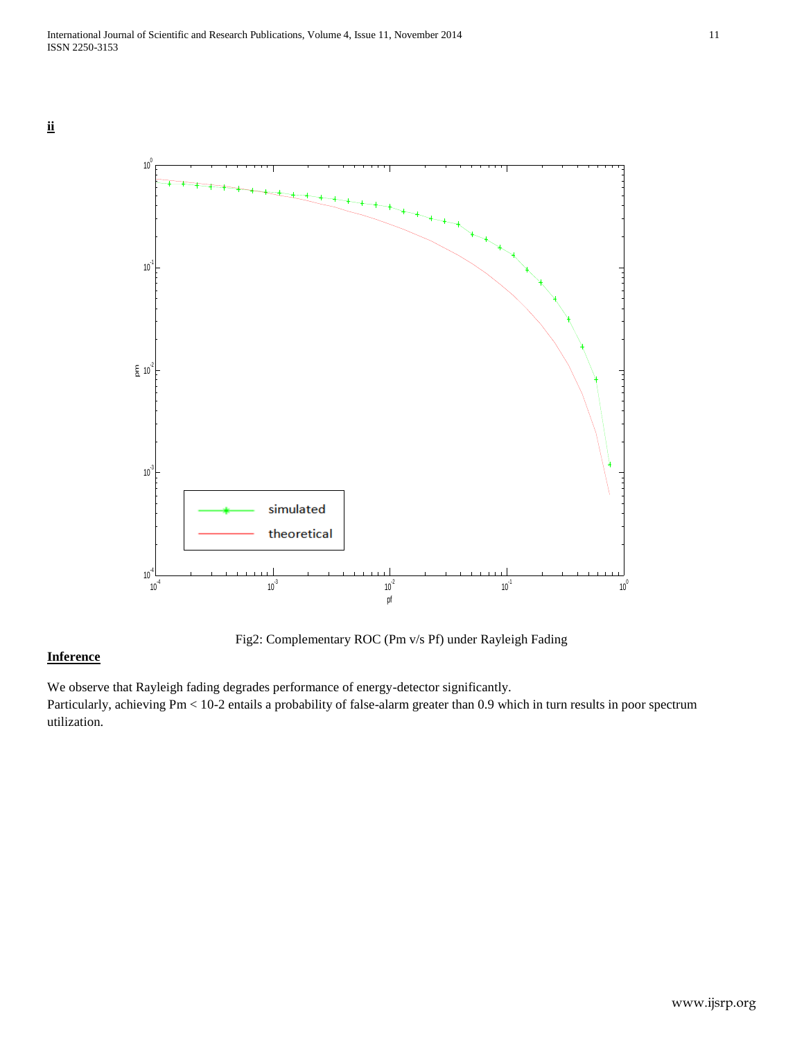**ii**

Fig2: Complementary ROC (Pm v/s Pf) under Rayleigh Fading

**Inference**

We observe that Rayleigh fading degrades performance of energy-detector significantly.
Particularly, achieving Pm < 10-2 entails a probability of false-alarm greater than 0.9 which in turn results in poor spectrum utilization.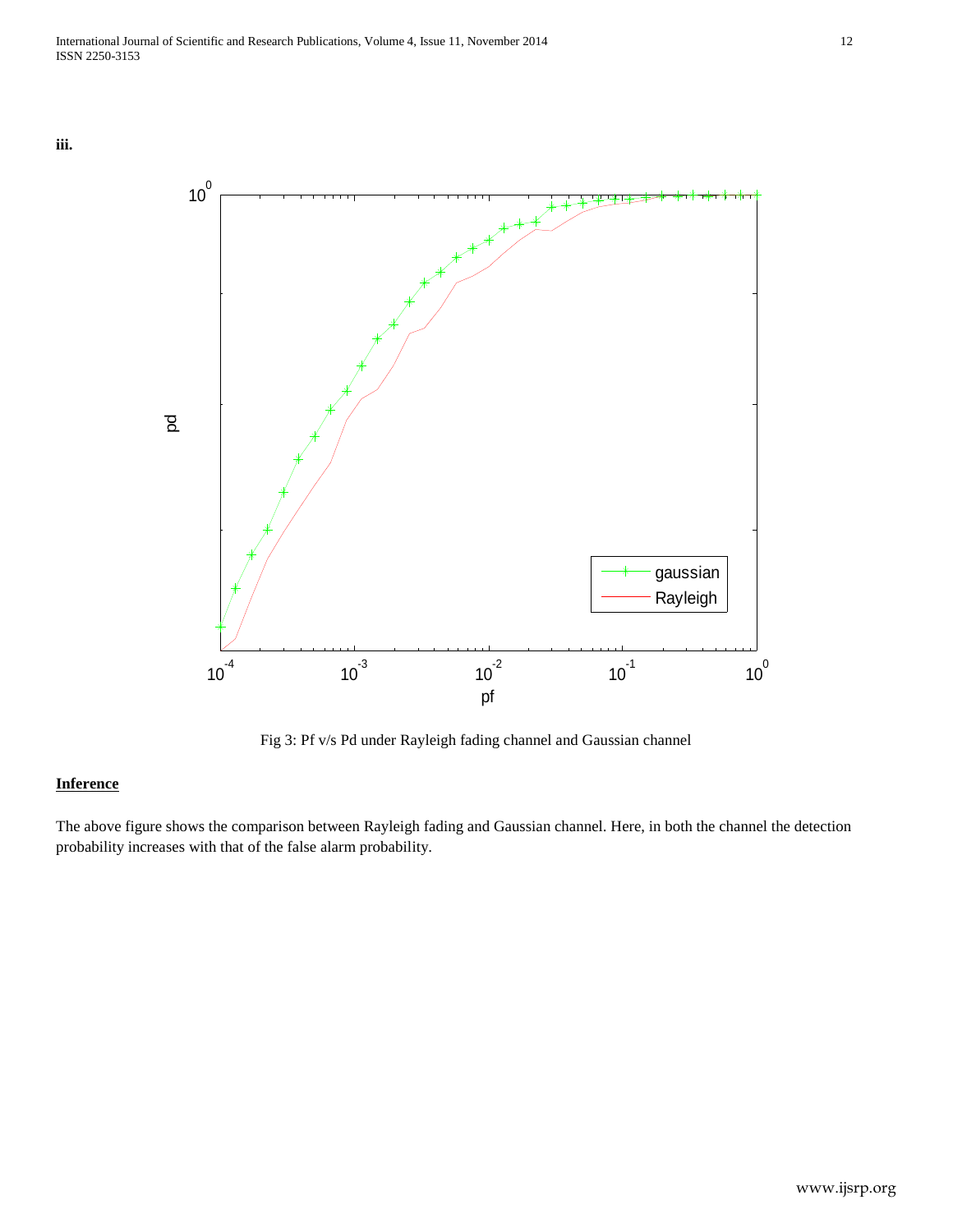**iii.**

Fig 3: Pf v/s Pd under Rayleigh fading channel and Gaussian channel

**Inference**

The above figure shows the comparison between Rayleigh fading and Gaussian channel. Here, in both the channel the detection probability increases with that of the false alarm probability.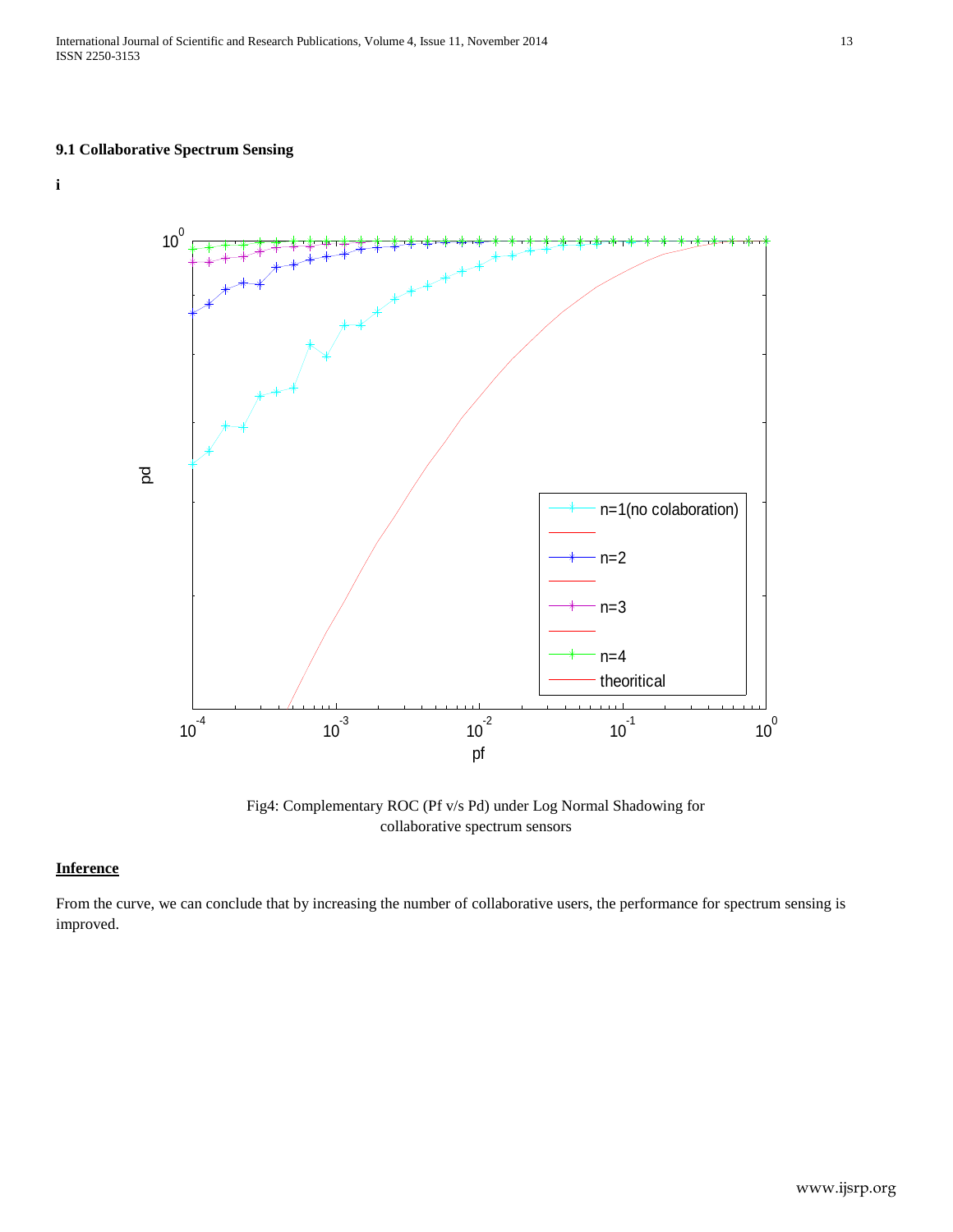### 9.1 Collaborative Spectrum Sensing

**i**

Fig4: Complementary ROC (Pf v/s Pd) under Log Normal Shadowing for collaborative spectrum sensors

**Inference**

From the curve, we can conclude that by increasing the number of collaborative users, the performance for spectrum sensing is improved.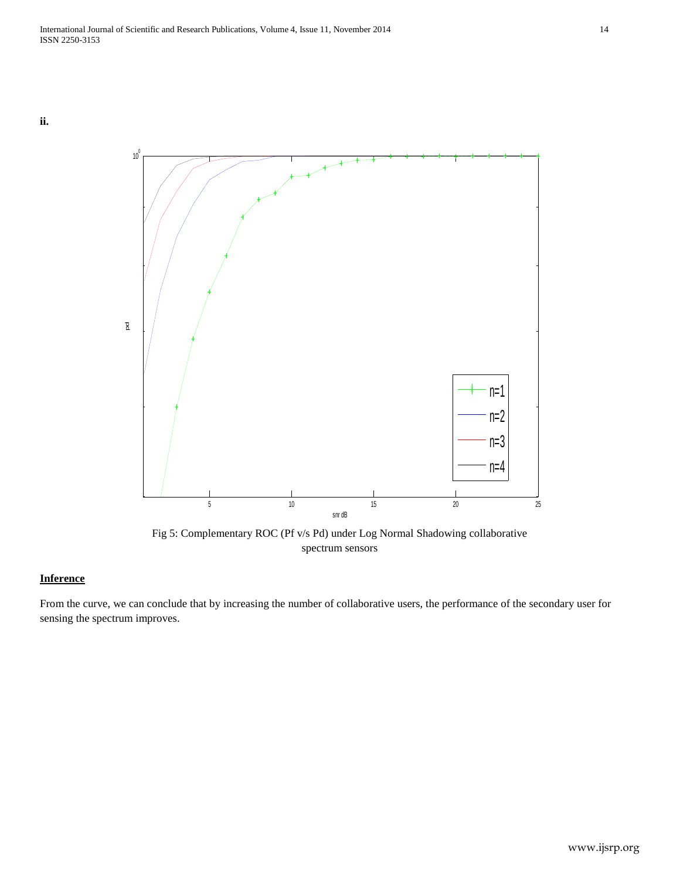**ii.**

Fig 5: Complementary ROC (Pf v/s Pd) under Log Normal Shadowing collaborative spectrum sensors

**Inference**

From the curve, we can conclude that by increasing the number of collaborative users, the performance of the secondary user for sensing the spectrum improves.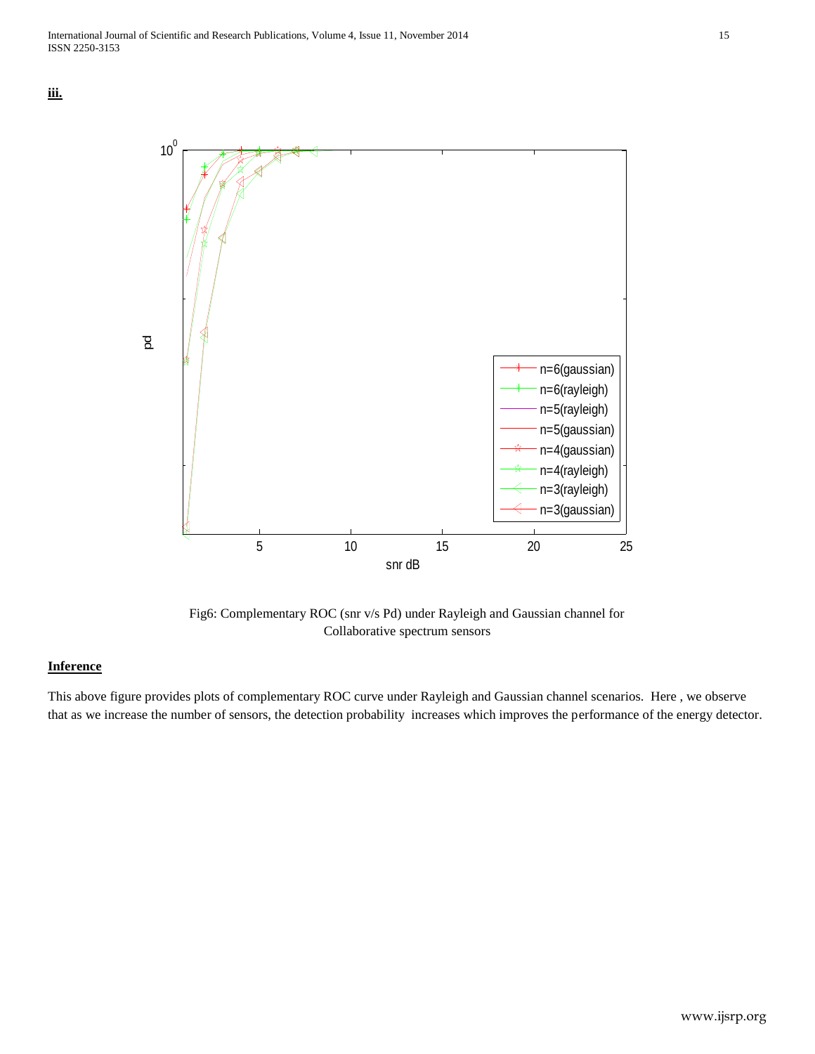**iii.**

Fig6: Complementary ROC (snr v/s Pd) under Rayleigh and Gaussian channel for Collaborative spectrum sensors

**Inference**

This above figure provides plots of complementary ROC curve under Rayleigh and Gaussian channel scenarios. Here , we observe that as we increase the number of sensors, the detection probability increases which improves the performance of the energy detector.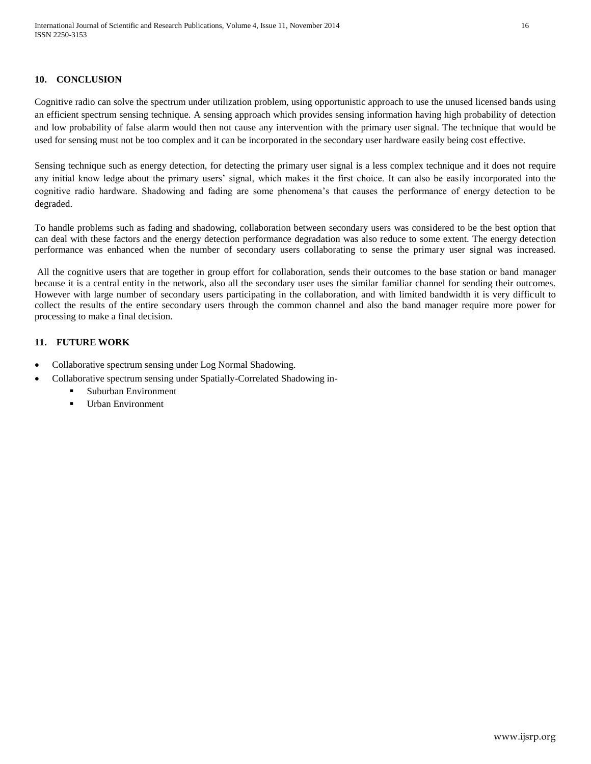## 10. CONCLUSION

Cognitive radio can solve the spectrum under utilization problem, using opportunistic approach to use the unused licensed bands using an efficient spectrum sensing technique. A sensing approach which provides sensing information having high probability of detection and low probability of false alarm would then not cause any intervention with the primary user signal. The technique that would be used for sensing must not be too complex and it can be incorporated in the secondary user hardware easily being cost effective.

Sensing technique such as energy detection, for detecting the primary user signal is a less complex technique and it does not require any initial know ledge about the primary users' signal, which makes it the first choice. It can also be easily incorporated into the cognitive radio hardware. Shadowing and fading are some phenomena's that causes the performance of energy detection to be degraded.

To handle problems such as fading and shadowing, collaboration between secondary users was considered to be the best option that can deal with these factors and the energy detection performance degradation was also reduce to some extent. The energy detection performance was enhanced when the number of secondary users collaborating to sense the primary user signal was increased.

All the cognitive users that are together in group effort for collaboration, sends their outcomes to the base station or band manager because it is a central entity in the network, also all the secondary user uses the similar familiar channel for sending their outcomes. However with large number of secondary users participating in the collaboration, and with limited bandwidth it is very difficult to collect the results of the entire secondary users through the common channel and also the band manager require more power for processing to make a final decision.

## 11. FUTURE WORK

- Collaborative spectrum sensing under Log Normal Shadowing.
- Collaborative spectrum sensing under Spatially-Correlated Shadowing in-
  - Suburban Environment
  - Urban Environment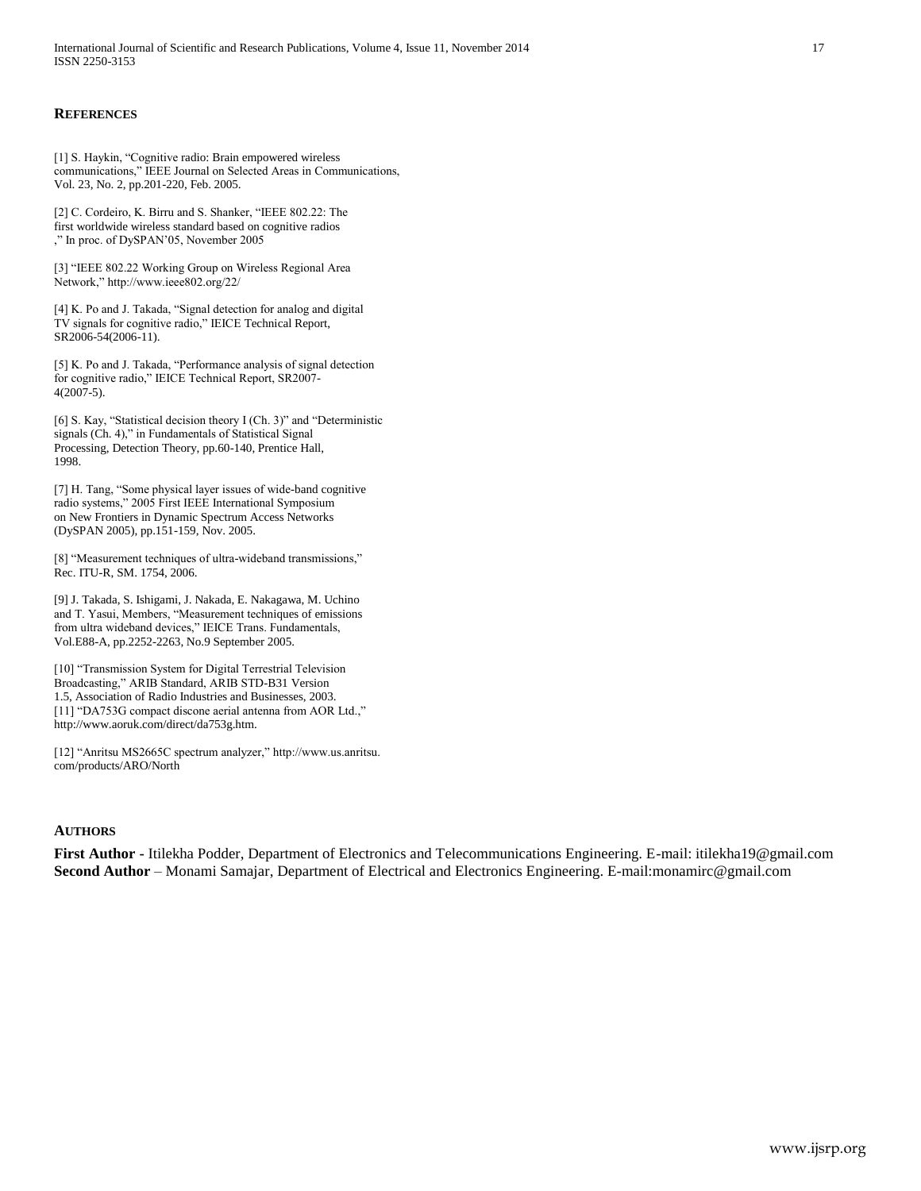## REFERENCES

[1] S. Haykin, "Cognitive radio: Brain empowered wireless communications," IEEE Journal on Selected Areas in Communications, Vol. 23, No. 2, pp.201-220, Feb. 2005.

[2] C. Cordeiro, K. Birru and S. Shanker, "IEEE 802.22: The first worldwide wireless standard based on cognitive radios ," In proc. of DySPAN'05, November 2005

[3] "IEEE 802.22 Working Group on Wireless Regional Area Network," http://www.ieee802.org/22/

[4] K. Po and J. Takada, "Signal detection for analog and digital TV signals for cognitive radio," IEICE Technical Report, SR2006-54(2006-11).

[5] K. Po and J. Takada, "Performance analysis of signal detection for cognitive radio," IEICE Technical Report, SR2007-4(2007-5).

[6] S. Kay, "Statistical decision theory I (Ch. 3)" and "Deterministic signals (Ch. 4)," in Fundamentals of Statistical Signal Processing, Detection Theory, pp.60-140, Prentice Hall, 1998.

[7] H. Tang, "Some physical layer issues of wide-band cognitive radio systems," 2005 First IEEE International Symposium on New Frontiers in Dynamic Spectrum Access Networks (DySPAN 2005), pp.151-159, Nov. 2005.

[8] "Measurement techniques of ultra-wideband transmissions," Rec. ITU-R, SM. 1754, 2006.

[9] J. Takada, S. Ishigami, J. Nakada, E. Nakagawa, M. Uchino and T. Yasui, Members, "Measurement techniques of emissions from ultra wideband devices," IEICE Trans. Fundamentals, Vol.E88-A, pp.2252-2263, No.9 September 2005.

[10] "Transmission System for Digital Terrestrial Television Broadcasting," ARIB Standard, ARIB STD-B31 Version 1.5, Association of Radio Industries and Businesses, 2003.

[11] "DA753G compact discone aerial antenna from AOR Ltd.," http://www.aoruk.com/direct/da753g.htm.

[12] "Anritsu MS2665C spectrum analyzer," http://www.us.anritsu.com/products/ARO/North

## AUTHORS

**First Author** - Itilekha Podder, Department of Electronics and Telecommunications Engineering. E-mail: itilekha19@gmail.com
**Second Author** – Monami Samajar, Department of Electrical and Electronics Engineering. E-mail:monamirc@gmail.com